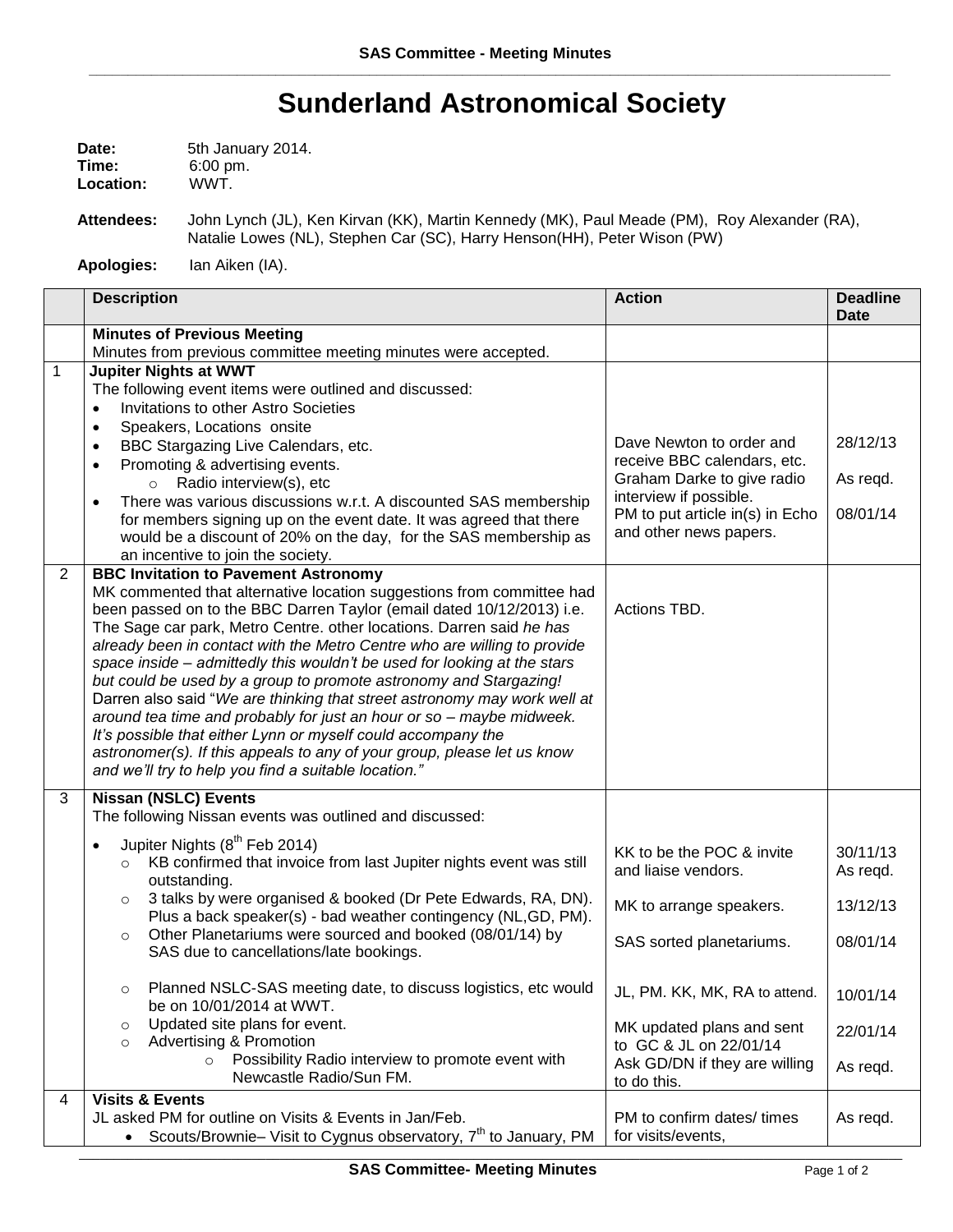# Sunderland Astronomical Society

**Date:** 5th January 2014.
**Time:** 6:00 pm.
**Location:** WWT.

**Attendees:** John Lynch (JL), Ken Kirvan (KK), Martin Kennedy (MK), Paul Meade (PM), Roy Alexander (RA), Natalie Lowes (NL), Stephen Car (SC), Harry Henson(HH), Peter Wison (PW)

**Apologies:** Ian Aiken (IA).

| | Description | Action | Deadline Date |
|---|---|---|---|
| | **Minutes of Previous Meeting**<br>Minutes from previous committee meeting minutes were accepted. | | |
| 1 | **Jupiter Nights at WWT**<br>The following event items were outlined and discussed:<br>• Invitations to other Astro Societies<br>• Speakers, Locations onsite<br>• BBC Stargazing Live Calendars, etc.<br>• Promoting & advertising events.<br>  ○ Radio interview(s), etc<br>• There was various discussions w.r.t. A discounted SAS membership for members signing up on the event date. It was agreed that there would be a discount of 20% on the day, for the SAS membership as an incentive to join the society. | Dave Newton to order and receive BBC calendars, etc.<br>Graham Darke to give radio interview if possible.<br>PM to put article in(s) in Echo and other news papers. | 28/12/13<br><br>As reqd.<br><br>08/01/14 |
| 2 | **BBC Invitation to Pavement Astronomy**<br>MK commented that alternative location suggestions from committee had been passed on to the BBC Darren Taylor (email dated 10/12/2013) i.e. The Sage car park, Metro Centre. other locations. Darren said *he has already been in contact with the Metro Centre who are willing to provide space inside – admittedly this wouldn't be used for looking at the stars but could be used by a group to promote astronomy and Stargazing!* Darren also said "*We are thinking that street astronomy may work well at around tea time and probably for just an hour or so – maybe midweek. It's possible that either Lynn or myself could accompany the astronomer(s). If this appeals to any of your group, please let us know and we'll try to help you find a suitable location."* | Actions TBD. | |
| 3 | **Nissan (NSLC) Events**<br>The following Nissan events was outlined and discussed:<br>• Jupiter Nights (8th Feb 2014)<br>  ○ KB confirmed that invoice from last Jupiter nights event was still outstanding.<br>  ○ 3 talks by were organised & booked (Dr Pete Edwards, RA, DN). Plus a back speaker(s) - bad weather contingency (NL,GD, PM).<br>  ○ Other Planetariums were sourced and booked (08/01/14) by SAS due to cancellations/late bookings.<br>  ○ Planned NSLC-SAS meeting date, to discuss logistics, etc would be on 10/01/2014 at WWT.<br>  ○ Updated site plans for event.<br>  ○ Advertising & Promotion<br>    ○ Possibility Radio interview to promote event with Newcastle Radio/Sun FM. | KK to be the POC & invite and liaise vendors.<br><br>MK to arrange speakers.<br><br>SAS sorted planetariums.<br><br>JL, PM. KK, MK, RA to attend.<br><br>MK updated plans and sent to GC & JL on 22/01/14<br>Ask GD/DN if they are willing to do this. | 30/11/13<br>As reqd.<br><br>13/12/13<br><br>08/01/14<br><br>10/01/14<br><br>22/01/14<br><br>As reqd. |
| 4 | **Visits & Events**<br>JL asked PM for outline on Visits & Events in Jan/Feb.<br>• Scouts/Brownie– Visit to Cygnus observatory, 7th to January, PM | PM to confirm dates/ times for visits/events, | As reqd. |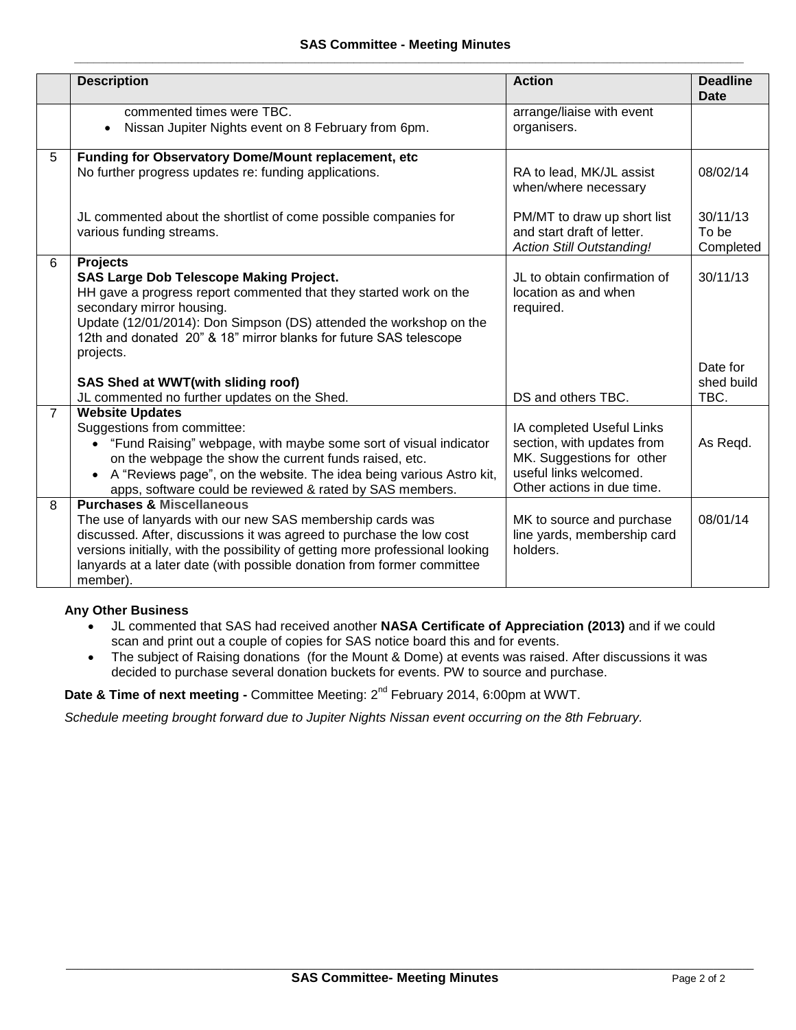| | Description | Action | Deadline Date |
|---|---|---|---|
| | commented times were TBC.<br>• Nissan Jupiter Nights event on 8 February from 6pm. | arrange/liaise with event organisers. | |
| 5 | **Funding for Observatory Dome/Mount replacement, etc**<br>No further progress updates re: funding applications.<br><br>JL commented about the shortlist of come possible companies for various funding streams. | RA to lead, MK/JL assist when/where necessary<br><br>PM/MT to draw up short list and start draft of letter. *Action Still Outstanding!* | 08/02/14<br><br>30/11/13 To be Completed |
| 6 | **Projects**<br>**SAS Large Dob Telescope Making Project.**<br>HH gave a progress report commented that they started work on the secondary mirror housing.<br>Update (12/01/2014): Don Simpson (DS) attended the workshop on the 12th and donated 20" & 18" mirror blanks for future SAS telescope projects.<br><br>**SAS Shed at WWT(with sliding roof)**<br>JL commented no further updates on the Shed. | JL to obtain confirmation of location as and when required.<br><br>DS and others TBC. | 30/11/13<br><br>Date for shed build TBC. |
| 7 | **Website Updates**<br>Suggestions from committee:<br>• "Fund Raising" webpage, with maybe some sort of visual indicator on the webpage the show the current funds raised, etc.<br>• A "Reviews page", on the website. The idea being various Astro kit, apps, software could be reviewed & rated by SAS members. | IA completed Useful Links section, with updates from MK. Suggestions for other useful links welcomed. Other actions in due time. | As Reqd. |
| 8 | **Purchases & Miscellaneous**<br>The use of lanyards with our new SAS membership cards was discussed. After, discussions it was agreed to purchase the low cost versions initially, with the possibility of getting more professional looking lanyards at a later date (with possible donation from former committee member). | MK to source and purchase line yards, membership card holders. | 08/01/14 |

**Any Other Business**

- JL commented that SAS had received another **NASA Certificate of Appreciation (2013)** and if we could scan and print out a couple of copies for SAS notice board this and for events.
- The subject of Raising donations (for the Mount & Dome) at events was raised. After discussions it was decided to purchase several donation buckets for events. PW to source and purchase.

**Date & Time of next meeting -** Committee Meeting: 2nd February 2014, 6:00pm at WWT.

*Schedule meeting brought forward due to Jupiter Nights Nissan event occurring on the 8th February.*